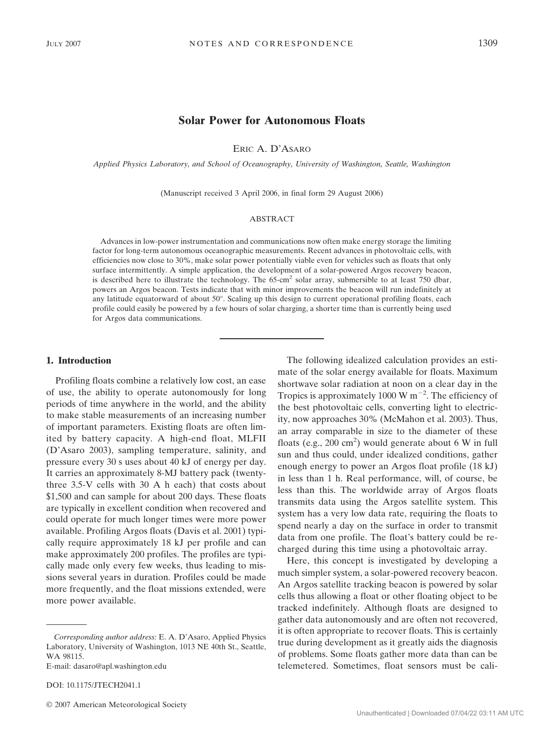# Solar Power for Autonomous Floats

ERIC A. D'ASARO

*Applied Physics Laboratory, and School of Oceanography, University of Washington, Seattle, Washington*

(Manuscript received 3 April 2006, in final form 29 August 2006)

## ABSTRACT

Advances in low-power instrumentation and communications now often make energy storage the limiting factor for long-term autonomous oceanographic measurements. Recent advances in photovoltaic cells, with efficiencies now close to 30%, make solar power potentially viable even for vehicles such as floats that only surface intermittently. A simple application, the development of a solar-powered Argos recovery beacon, is described here to illustrate the technology. The 65-$cm^2$ solar array, submersible to at least 750 dbar, powers an Argos beacon. Tests indicate that with minor improvements the beacon will run indefinitely at any latitude equatorward of about 50°. Scaling up this design to current operational profiling floats, each profile could easily be powered by a few hours of solar charging, a shorter time than is currently being used for Argos data communications.

## 1. Introduction

Profiling floats combine a relatively low cost, an ease of use, the ability to operate autonomously for long periods of time anywhere in the world, and the ability to make stable measurements of an increasing number of important parameters. Existing floats are often limited by battery capacity. A high-end float, MLFII (D'Asaro 2003), sampling temperature, salinity, and pressure every 30 s uses about 40 kJ of energy per day. It carries an approximately 8-MJ battery pack (twenty-three 3.5-V cells with 30 A h each) that costs about $1,500 and can sample for about 200 days. These floats are typically in excellent condition when recovered and could operate for much longer times were more power available. Profiling Argos floats (Davis et al. 2001) typically require approximately 18 kJ per profile and can make approximately 200 profiles. The profiles are typically made only every few weeks, thus leading to missions several years in duration. Profiles could be made more frequently, and the float missions extended, were more power available.

The following idealized calculation provides an estimate of the solar energy available for floats. Maximum shortwave solar radiation at noon on a clear day in the Tropics is approximately 1000 W $m^{-2}$. The efficiency of the best photovoltaic cells, converting light to electricity, now approaches 30% (McMahon et al. 2003). Thus, an array comparable in size to the diameter of these floats (e.g., 200 $cm^2$) would generate about 6 W in full sun and thus could, under idealized conditions, gather enough energy to power an Argos float profile (18 kJ) in less than 1 h. Real performance, will, of course, be less than this. The worldwide array of Argos floats transmits data using the Argos satellite system. This system has a very low data rate, requiring the floats to spend nearly a day on the surface in order to transmit data from one profile. The float's battery could be recharged during this time using a photovoltaic array.

Here, this concept is investigated by developing a much simpler system, a solar-powered recovery beacon. An Argos satellite tracking beacon is powered by solar cells thus allowing a float or other floating object to be tracked indefinitely. Although floats are designed to gather data autonomously and are often not recovered, it is often appropriate to recover floats. This is certainly true during development as it greatly aids the diagnosis of problems. Some floats gather more data than can be telemetered. Sometimes, float sensors must be cali-

---

*Corresponding author address:* E. A. D'Asaro, Applied Physics Laboratory, University of Washington, 1013 NE 40th St., Seattle, WA 98115.
E-mail: dasaro@apl.washington.edu

DOI: 10.1175/JTECH2041.1

© 2007 American Meteorological Society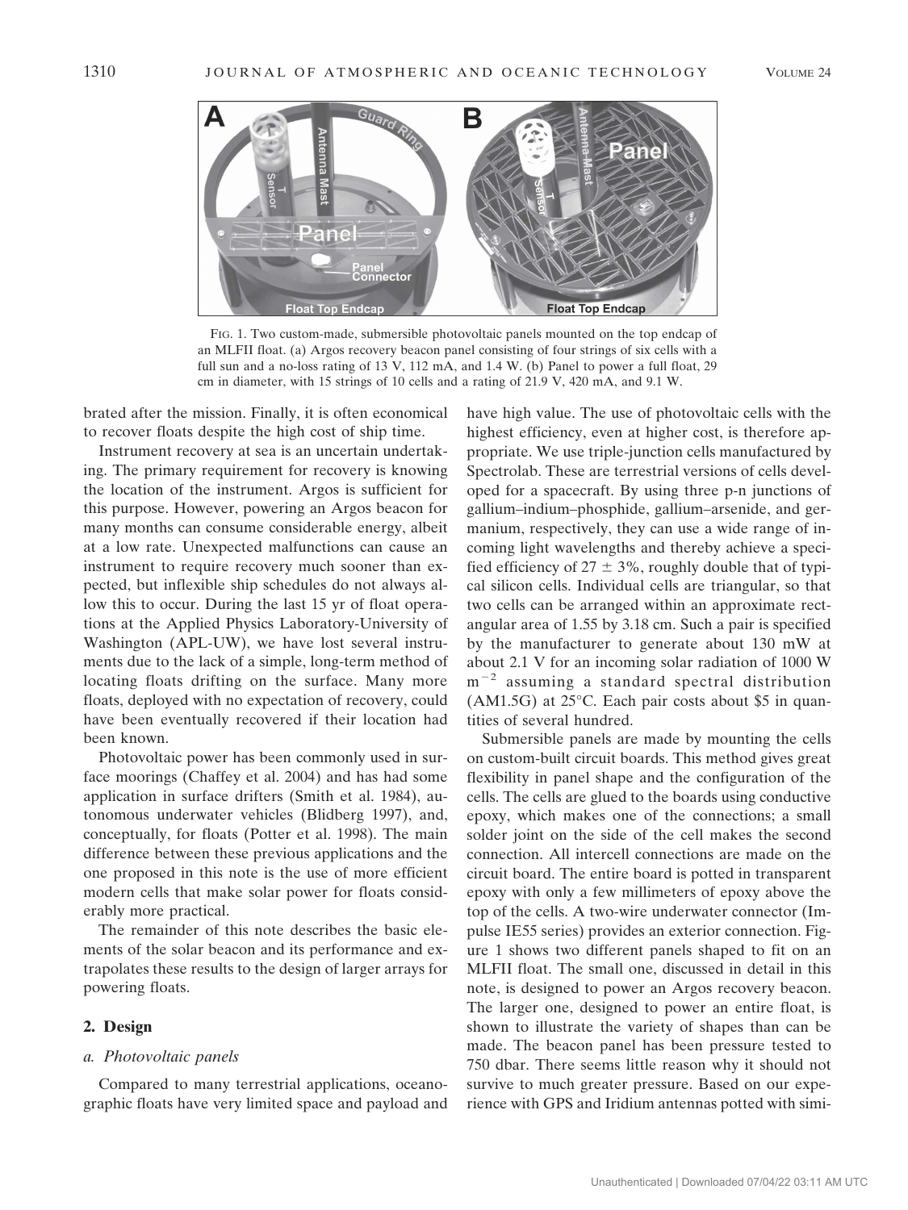FIG. 1. Two custom-made, submersible photovoltaic panels mounted on the top endcap of an MLFII float. (a) Argos recovery beacon panel consisting of four strings of six cells with a full sun and a no-loss rating of 13 V, 112 mA, and 1.4 W. (b) Panel to power a full float, 29 cm in diameter, with 15 strings of 10 cells and a rating of 21.9 V, 420 mA, and 9.1 W.

brated after the mission. Finally, it is often economical to recover floats despite the high cost of ship time.

Instrument recovery at sea is an uncertain undertaking. The primary requirement for recovery is knowing the location of the instrument. Argos is sufficient for this purpose. However, powering an Argos beacon for many months can consume considerable energy, albeit at a low rate. Unexpected malfunctions can cause an instrument to require recovery much sooner than expected, but inflexible ship schedules do not always allow this to occur. During the last 15 yr of float operations at the Applied Physics Laboratory-University of Washington (APL-UW), we have lost several instruments due to the lack of a simple, long-term method of locating floats drifting on the surface. Many more floats, deployed with no expectation of recovery, could have been eventually recovered if their location had been known.

Photovoltaic power has been commonly used in surface moorings (Chaffey et al. 2004) and has had some application in surface drifters (Smith et al. 1984), autonomous underwater vehicles (Blidberg 1997), and, conceptually, for floats (Potter et al. 1998). The main difference between these previous applications and the one proposed in this note is the use of more efficient modern cells that make solar power for floats considerably more practical.

The remainder of this note describes the basic elements of the solar beacon and its performance and extrapolates these results to the design of larger arrays for powering floats.

## 2. Design

### *a. Photovoltaic panels*

Compared to many terrestrial applications, oceanographic floats have very limited space and payload and have high value. The use of photovoltaic cells with the highest efficiency, even at higher cost, is therefore appropriate. We use triple-junction cells manufactured by Spectrolab. These are terrestrial versions of cells developed for a spacecraft. By using three p-n junctions of gallium–indium–phosphide, gallium–arsenide, and germanium, respectively, they can use a wide range of incoming light wavelengths and thereby achieve a specified efficiency of $27 \pm 3\%$, roughly double that of typical silicon cells. Individual cells are triangular, so that two cells can be arranged within an approximate rectangular area of 1.55 by 3.18 cm. Such a pair is specified by the manufacturer to generate about 130 mW at about 2.1 V for an incoming solar radiation of 1000 W $m^{-2}$ assuming a standard spectral distribution (AM1.5G) at 25°C. Each pair costs about \$5 in quantities of several hundred.

Submersible panels are made by mounting the cells on custom-built circuit boards. This method gives great flexibility in panel shape and the configuration of the cells. The cells are glued to the boards using conductive epoxy, which makes one of the connections; a small solder joint on the side of the cell makes the second connection. All intercell connections are made on the circuit board. The entire board is potted in transparent epoxy with only a few millimeters of epoxy above the top of the cells. A two-wire underwater connector (Impulse IE55 series) provides an exterior connection. Figure 1 shows two different panels shaped to fit on an MLFII float. The small one, discussed in detail in this note, is designed to power an Argos recovery beacon. The larger one, designed to power an entire float, is shown to illustrate the variety of shapes than can be made. The beacon panel has been pressure tested to 750 dbar. There seems little reason why it should not survive to much greater pressure. Based on our experience with GPS and Iridium antennas potted with simi-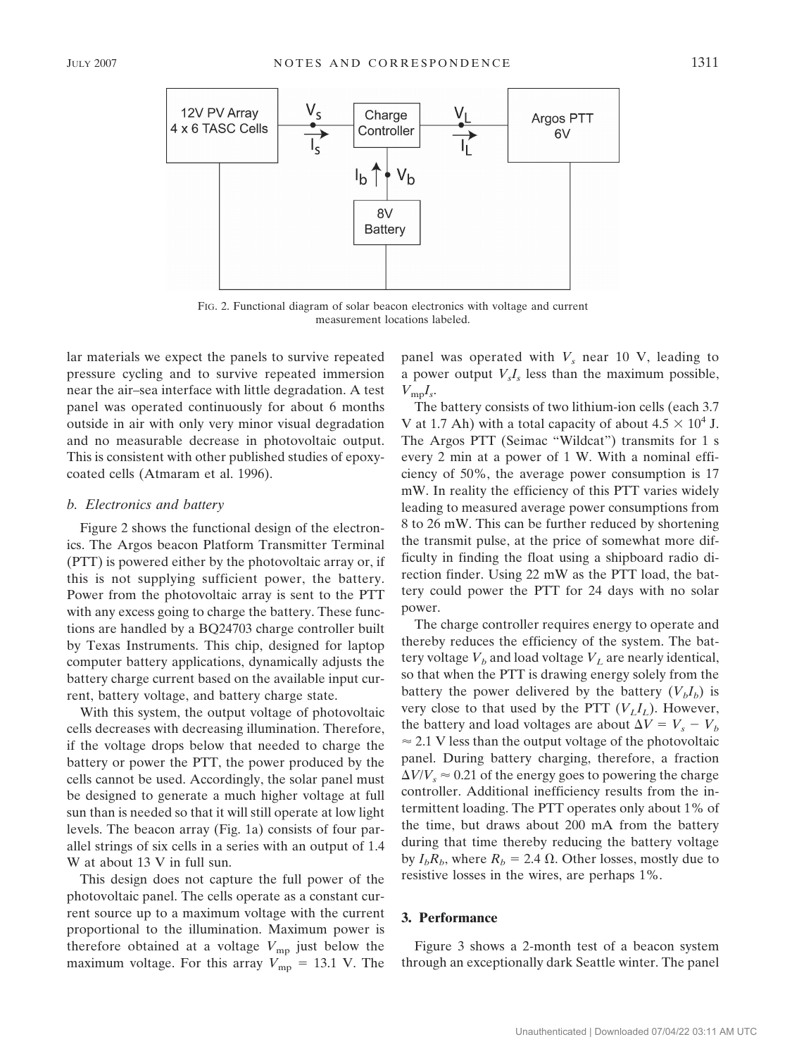FIG. 2. Functional diagram of solar beacon electronics with voltage and current measurement locations labeled.

lar materials we expect the panels to survive repeated pressure cycling and to survive repeated immersion near the air–sea interface with little degradation. A test panel was operated continuously for about 6 months outside in air with only very minor visual degradation and no measurable decrease in photovoltaic output. This is consistent with other published studies of epoxy-coated cells (Atmaram et al. 1996).

### *b. Electronics and battery*

Figure 2 shows the functional design of the electronics. The Argos beacon Platform Transmitter Terminal (PTT) is powered either by the photovoltaic array or, if this is not supplying sufficient power, the battery. Power from the photovoltaic array is sent to the PTT with any excess going to charge the battery. These functions are handled by a BQ24703 charge controller built by Texas Instruments. This chip, designed for laptop computer battery applications, dynamically adjusts the battery charge current based on the available input current, battery voltage, and battery charge state.

With this system, the output voltage of photovoltaic cells decreases with decreasing illumination. Therefore, if the voltage drops below that needed to charge the battery or power the PTT, the power produced by the cells cannot be used. Accordingly, the solar panel must be designed to generate a much higher voltage at full sun than is needed so that it will still operate at low light levels. The beacon array (Fig. 1a) consists of four parallel strings of six cells in a series with an output of 1.4 W at about 13 V in full sun.

This design does not capture the full power of the photovoltaic panel. The cells operate as a constant current source up to a maximum voltage with the current proportional to the illumination. Maximum power is therefore obtained at a voltage $V_{mp}$ just below the maximum voltage. For this array $V_{mp} = 13.1$ V. The panel was operated with $V_s$ near 10 V, leading to a power output $V_s I_s$ less than the maximum possible, $V_{mp} I_s$.

The battery consists of two lithium-ion cells (each 3.7 V at 1.7 Ah) with a total capacity of about $4.5 \times 10^4$ J. The Argos PTT (Seimac "Wildcat") transmits for 1 s every 2 min at a power of 1 W. With a nominal efficiency of 50%, the average power consumption is 17 mW. In reality the efficiency of this PTT varies widely leading to measured average power consumptions from 8 to 26 mW. This can be further reduced by shortening the transmit pulse, at the price of somewhat more difficulty in finding the float using a shipboard radio direction finder. Using 22 mW as the PTT load, the battery could power the PTT for 24 days with no solar power.

The charge controller requires energy to operate and thereby reduces the efficiency of the system. The battery voltage $V_b$ and load voltage $V_L$ are nearly identical, so that when the PTT is drawing energy solely from the battery the power delivered by the battery ($V_b I_b$) is very close to that used by the PTT ($V_L I_L$). However, the battery and load voltages are about $\Delta V = V_s - V_b \approx 2.1$ V less than the output voltage of the photovoltaic panel. During battery charging, therefore, a fraction $\Delta V / V_s \approx 0.21$ of the energy goes to powering the charge controller. Additional inefficiency results from the intermittent loading. The PTT operates only about 1% of the time, but draws about 200 mA from the battery during that time thereby reducing the battery voltage by $I_b R_b$, where $R_b = 2.4\ \Omega$. Other losses, mostly due to resistive losses in the wires, are perhaps 1%.

## 3. Performance

Figure 3 shows a 2-month test of a beacon system through an exceptionally dark Seattle winter. The panel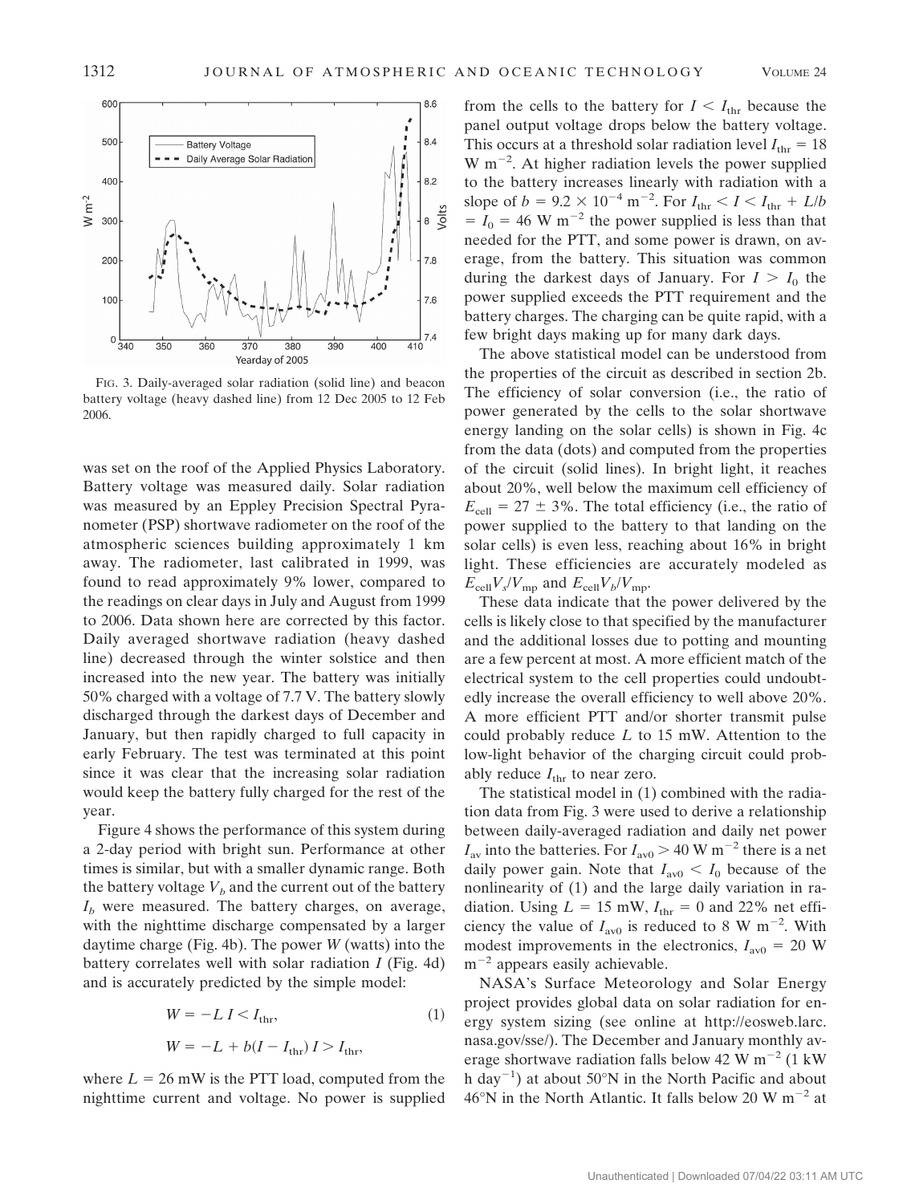FIG. 3. Daily-averaged solar radiation (solid line) and beacon battery voltage (heavy dashed line) from 12 Dec 2005 to 12 Feb 2006.

was set on the roof of the Applied Physics Laboratory. Battery voltage was measured daily. Solar radiation was measured by an Eppley Precision Spectral Pyranometer (PSP) shortwave radiometer on the roof of the atmospheric sciences building approximately 1 km away. The radiometer, last calibrated in 1999, was found to read approximately 9% lower, compared to the readings on clear days in July and August from 1999 to 2006. Data shown here are corrected by this factor. Daily averaged shortwave radiation (heavy dashed line) decreased through the winter solstice and then increased into the new year. The battery was initially 50% charged with a voltage of 7.7 V. The battery slowly discharged through the darkest days of December and January, but then rapidly charged to full capacity in early February. The test was terminated at this point since it was clear that the increasing solar radiation would keep the battery fully charged for the rest of the year.

Figure 4 shows the performance of this system during a 2-day period with bright sun. Performance at other times is similar, but with a smaller dynamic range. Both the battery voltage $V_b$ and the current out of the battery $I_b$ were measured. The battery charges, on average, with the nighttime discharge compensated by a larger daytime charge (Fig. 4b). The power $W$ (watts) into the battery correlates well with solar radiation $I$ (Fig. 4d) and is accurately predicted by the simple model:

$$W = -L \quad I < I_{\mathrm{thr}}, \tag{1}$$

$$W = -L + b(I - I_{\mathrm{thr}}) \quad I > I_{\mathrm{thr}},$$

where $L = 26$ mW is the PTT load, computed from the nighttime current and voltage. No power is supplied from the cells to the battery for $I < I_{\mathrm{thr}}$ because the panel output voltage drops below the battery voltage. This occurs at a threshold solar radiation level $I_{\mathrm{thr}} = 18$ W m$^{-2}$. At higher radiation levels the power supplied to the battery increases linearly with radiation with a slope of $b = 9.2 \times 10^{-4}$ m$^{-2}$. For $I_{\mathrm{thr}} < I < I_{\mathrm{thr}} + L/b = I_0 = 46$ W m$^{-2}$ the power supplied is less than that needed for the PTT, and some power is drawn, on average, from the battery. This situation was common during the darkest days of January. For $I > I_0$ the power supplied exceeds the PTT requirement and the battery charges. The charging can be quite rapid, with a few bright days making up for many dark days.

The above statistical model can be understood from the properties of the circuit as described in section 2b. The efficiency of solar conversion (i.e., the ratio of power generated by the cells to the solar shortwave energy landing on the solar cells) is shown in Fig. 4c from the data (dots) and computed from the properties of the circuit (solid lines). In bright light, it reaches about 20%, well below the maximum cell efficiency of $E_{\mathrm{cell}} = 27 \pm 3\%$. The total efficiency (i.e., the ratio of power supplied to the battery to that landing on the solar cells) is even less, reaching about 16% in bright light. These efficiencies are accurately modeled as $E_{\mathrm{cell}}V_s/V_{\mathrm{mp}}$ and $E_{\mathrm{cell}}V_b/V_{\mathrm{mp}}$.

These data indicate that the power delivered by the cells is likely close to that specified by the manufacturer and the additional losses due to potting and mounting are a few percent at most. A more efficient match of the electrical system to the cell properties could undoubtedly increase the overall efficiency to well above 20%. A more efficient PTT and/or shorter transmit pulse could probably reduce $L$ to 15 mW. Attention to the low-light behavior of the charging circuit could probably reduce $I_{\mathrm{thr}}$ to near zero.

The statistical model in (1) combined with the radiation data from Fig. 3 were used to derive a relationship between daily-averaged radiation and daily net power $I_{\mathrm{av}}$ into the batteries. For $I_{\mathrm{av0}} > 40$ W m$^{-2}$ there is a net daily power gain. Note that $I_{\mathrm{av0}} < I_0$ because of the nonlinearity of (1) and the large daily variation in radiation. Using $L = 15$ mW, $I_{\mathrm{thr}} = 0$ and 22% net efficiency the value of $I_{\mathrm{av0}}$ is reduced to 8 W m$^{-2}$. With modest improvements in the electronics, $I_{\mathrm{av0}} = 20$ W m$^{-2}$ appears easily achievable.

NASA's Surface Meteorology and Solar Energy project provides global data on solar radiation for energy system sizing (see online at http://eosweb.larc.nasa.gov/sse/). The December and January monthly average shortwave radiation falls below 42 W m$^{-2}$ (1 kW h day$^{-1}$) at about 50°N in the North Pacific and about 46°N in the North Atlantic. It falls below 20 W m$^{-2}$ at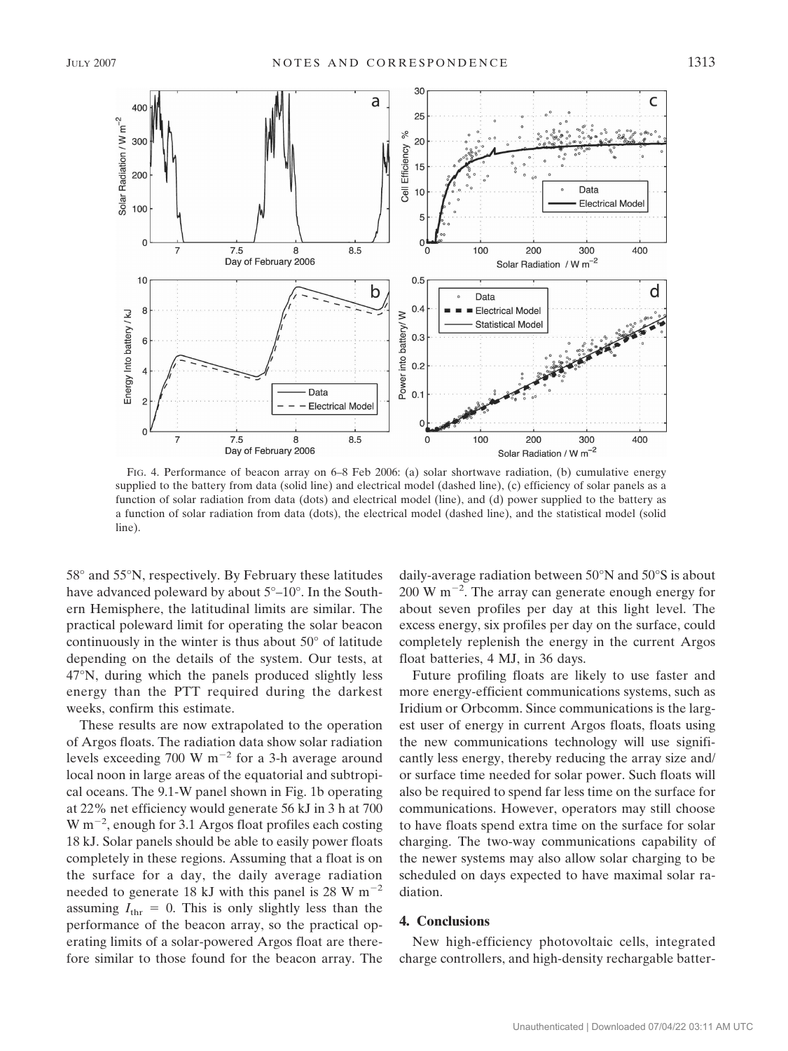FIG. 4. Performance of beacon array on 6–8 Feb 2006: (a) solar shortwave radiation, (b) cumulative energy supplied to the battery from data (solid line) and electrical model (dashed line), (c) efficiency of solar panels as a function of solar radiation from data (dots) and electrical model (line), and (d) power supplied to the battery as a function of solar radiation from data (dots), the electrical model (dashed line), and the statistical model (solid line).

58° and 55°N, respectively. By February these latitudes have advanced poleward by about 5°–10°. In the Southern Hemisphere, the latitudinal limits are similar. The practical poleward limit for operating the solar beacon continuously in the winter is thus about 50° of latitude depending on the details of the system. Our tests, at 47°N, during which the panels produced slightly less energy than the PTT required during the darkest weeks, confirm this estimate.

These results are now extrapolated to the operation of Argos floats. The radiation data show solar radiation levels exceeding 700 W $m^{-2}$ for a 3-h average around local noon in large areas of the equatorial and subtropical oceans. The 9.1-W panel shown in Fig. 1b operating at 22% net efficiency would generate 56 kJ in 3 h at 700 W $m^{-2}$, enough for 3.1 Argos float profiles each costing 18 kJ. Solar panels should be able to easily power floats completely in these regions. Assuming that a float is on the surface for a day, the daily average radiation needed to generate 18 kJ with this panel is 28 W $m^{-2}$ assuming $I_{thr} = 0$. This is only slightly less than the performance of the beacon array, so the practical operating limits of a solar-powered Argos float are therefore similar to those found for the beacon array. The daily-average radiation between 50°N and 50°S is about 200 W $m^{-2}$. The array can generate enough energy for about seven profiles per day at this light level. The excess energy, six profiles per day on the surface, could completely replenish the energy in the current Argos float batteries, 4 MJ, in 36 days.

Future profiling floats are likely to use faster and more energy-efficient communications systems, such as Iridium or Orbcomm. Since communications is the largest user of energy in current Argos floats, floats using the new communications technology will use significantly less energy, thereby reducing the array size and/or surface time needed for solar power. Such floats will also be required to spend far less time on the surface for communications. However, operators may still choose to have floats spend extra time on the surface for solar charging. The two-way communications capability of the newer systems may also allow solar charging to be scheduled on days expected to have maximal solar radiation.

## 4. Conclusions

New high-efficiency photovoltaic cells, integrated charge controllers, and high-density rechargable batter-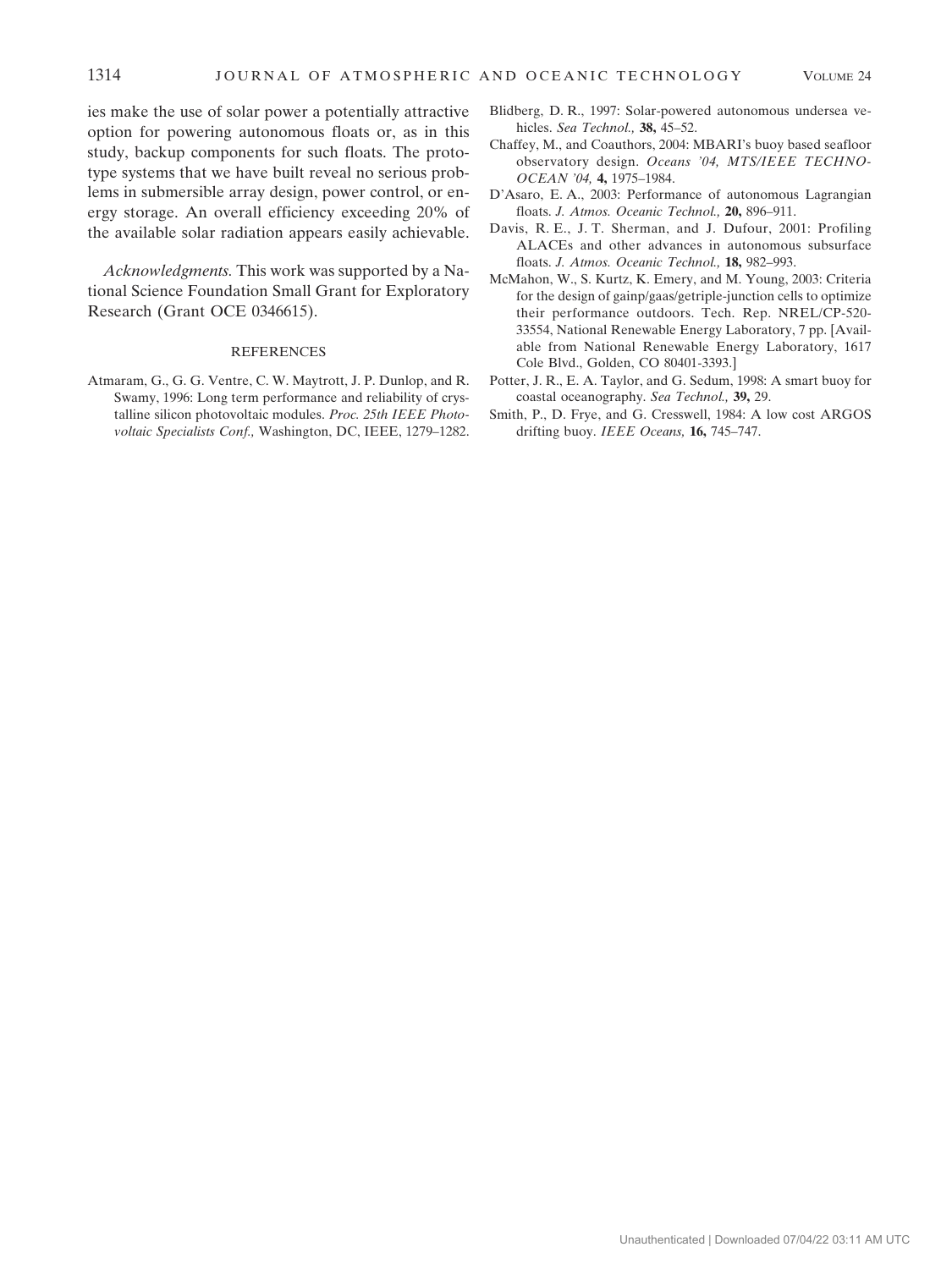ies make the use of solar power a potentially attractive option for powering autonomous floats or, as in this study, backup components for such floats. The prototype systems that we have built reveal no serious problems in submersible array design, power control, or energy storage. An overall efficiency exceeding 20% of the available solar radiation appears easily achievable.

*Acknowledgments.* This work was supported by a National Science Foundation Small Grant for Exploratory Research (Grant OCE 0346615).

## REFERENCES

Atmaram, G., G. G. Ventre, C. W. Maytrott, J. P. Dunlop, and R. Swamy, 1996: Long term performance and reliability of crystalline silicon photovoltaic modules. *Proc. 25th IEEE Photovoltaic Specialists Conf.,* Washington, DC, IEEE, 1279–1282.

Blidberg, D. R., 1997: Solar-powered autonomous undersea vehicles. *Sea Technol.,* **38,** 45–52.

Chaffey, M., and Coauthors, 2004: MBARI's buoy based seafloor observatory design. *Oceans '04, MTS/IEEE TECHNO-OCEAN '04,* **4,** 1975–1984.

D'Asaro, E. A., 2003: Performance of autonomous Lagrangian floats. *J. Atmos. Oceanic Technol.,* **20,** 896–911.

Davis, R. E., J. T. Sherman, and J. Dufour, 2001: Profiling ALACEs and other advances in autonomous subsurface floats. *J. Atmos. Oceanic Technol.,* **18,** 982–993.

McMahon, W., S. Kurtz, K. Emery, and M. Young, 2003: Criteria for the design of gainp/gaas/getriple-junction cells to optimize their performance outdoors. Tech. Rep. NREL/CP-520-33554, National Renewable Energy Laboratory, 7 pp. [Available from National Renewable Energy Laboratory, 1617 Cole Blvd., Golden, CO 80401-3393.]

Potter, J. R., E. A. Taylor, and G. Sedum, 1998: A smart buoy for coastal oceanography. *Sea Technol.,* **39,** 29.

Smith, P., D. Frye, and G. Cresswell, 1984: A low cost ARGOS drifting buoy. *IEEE Oceans,* **16,** 745–747.